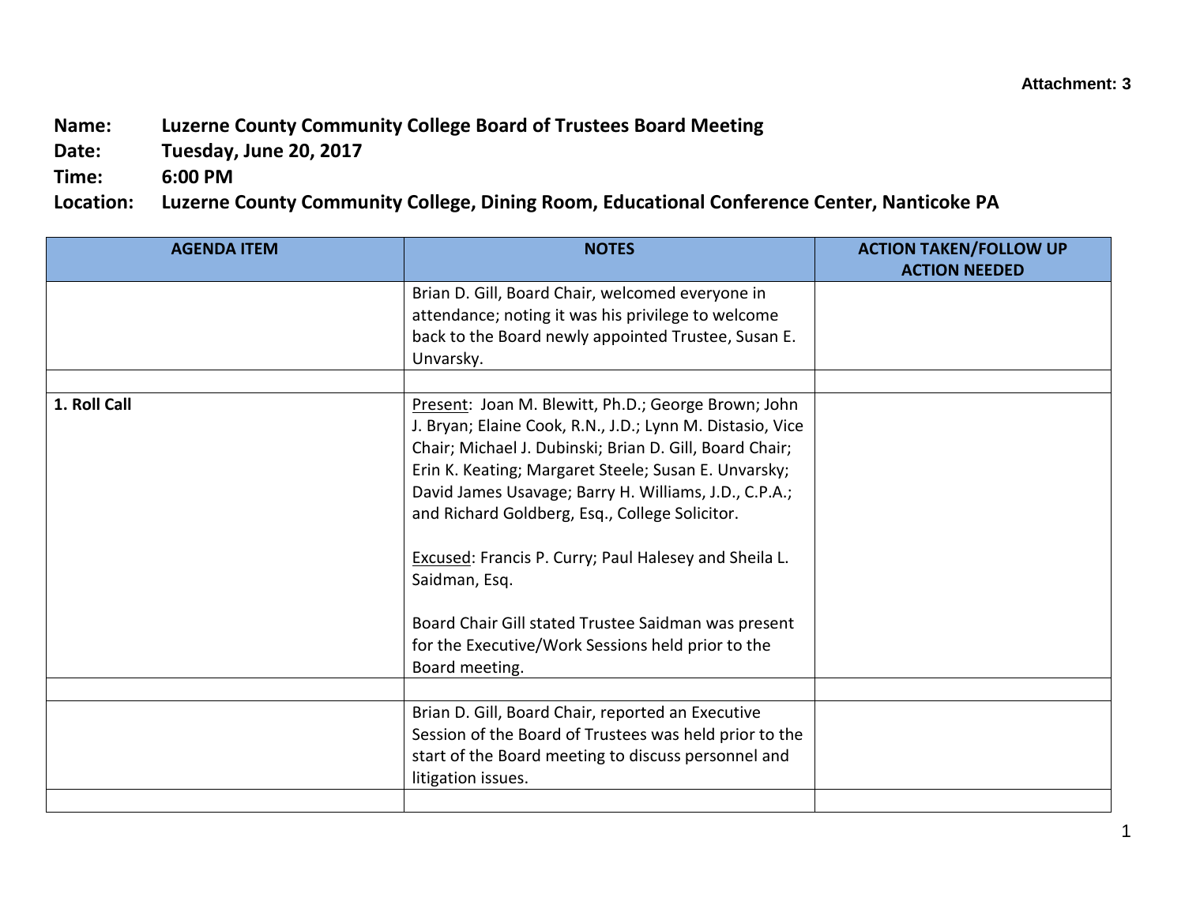Attachment: 3

**Name:** Luzerne County Community College Board of Trustees Board Meeting
**Date:** Tuesday, June 20, 2017
**Time:** 6:00 PM
**Location:** Luzerne County Community College, Dining Room, Educational Conference Center, Nanticoke PA

| AGENDA ITEM | NOTES | ACTION TAKEN/FOLLOW UP ACTION NEEDED |
|---|---|---|
| | Brian D. Gill, Board Chair, welcomed everyone in attendance; noting it was his privilege to welcome back to the Board newly appointed Trustee, Susan E. Unvarsky. | |
| | | |
| **1. Roll Call** | Present: Joan M. Blewitt, Ph.D.; George Brown; John J. Bryan; Elaine Cook, R.N., J.D.; Lynn M. Distasio, Vice Chair; Michael J. Dubinski; Brian D. Gill, Board Chair; Erin K. Keating; Margaret Steele; Susan E. Unvarsky; David James Usavage; Barry H. Williams, J.D., C.P.A.; and Richard Goldberg, Esq., College Solicitor.<br><br>Excused: Francis P. Curry; Paul Halesey and Sheila L. Saidman, Esq.<br><br>Board Chair Gill stated Trustee Saidman was present for the Executive/Work Sessions held prior to the Board meeting. | |
| | | |
| | Brian D. Gill, Board Chair, reported an Executive Session of the Board of Trustees was held prior to the start of the Board meeting to discuss personnel and litigation issues. | |
| | | |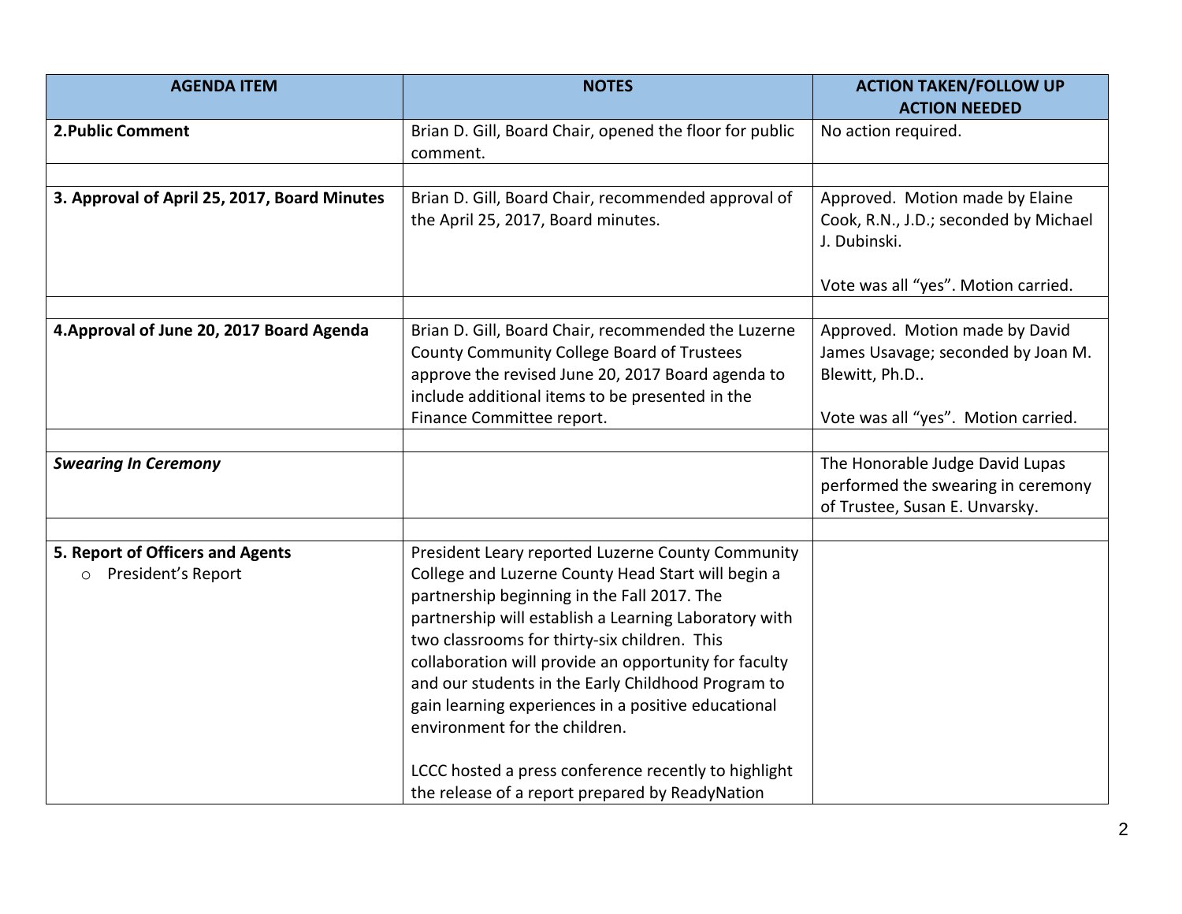| AGENDA ITEM | NOTES | ACTION TAKEN/FOLLOW UP ACTION NEEDED |
|---|---|---|
| **2.Public Comment** | Brian D. Gill, Board Chair, opened the floor for public comment. | No action required. |
| | | |
| **3. Approval of April 25, 2017, Board Minutes** | Brian D. Gill, Board Chair, recommended approval of the April 25, 2017, Board minutes. | Approved. Motion made by Elaine Cook, R.N., J.D.; seconded by Michael J. Dubinski.<br><br>Vote was all "yes". Motion carried. |
| | | |
| **4.Approval of June 20, 2017 Board Agenda** | Brian D. Gill, Board Chair, recommended the Luzerne County Community College Board of Trustees approve the revised June 20, 2017 Board agenda to include additional items to be presented in the Finance Committee report. | Approved. Motion made by David James Usavage; seconded by Joan M. Blewitt, Ph.D..<br><br>Vote was all "yes". Motion carried. |
| | | |
| ***Swearing In Ceremony*** | | The Honorable Judge David Lupas performed the swearing in ceremony of Trustee, Susan E. Unvarsky. |
| | | |
| **5. Report of Officers and Agents**<br>○ President's Report | President Leary reported Luzerne County Community College and Luzerne County Head Start will begin a partnership beginning in the Fall 2017. The partnership will establish a Learning Laboratory with two classrooms for thirty-six children. This collaboration will provide an opportunity for faculty and our students in the Early Childhood Program to gain learning experiences in a positive educational environment for the children.<br><br>LCCC hosted a press conference recently to highlight the release of a report prepared by ReadyNation | |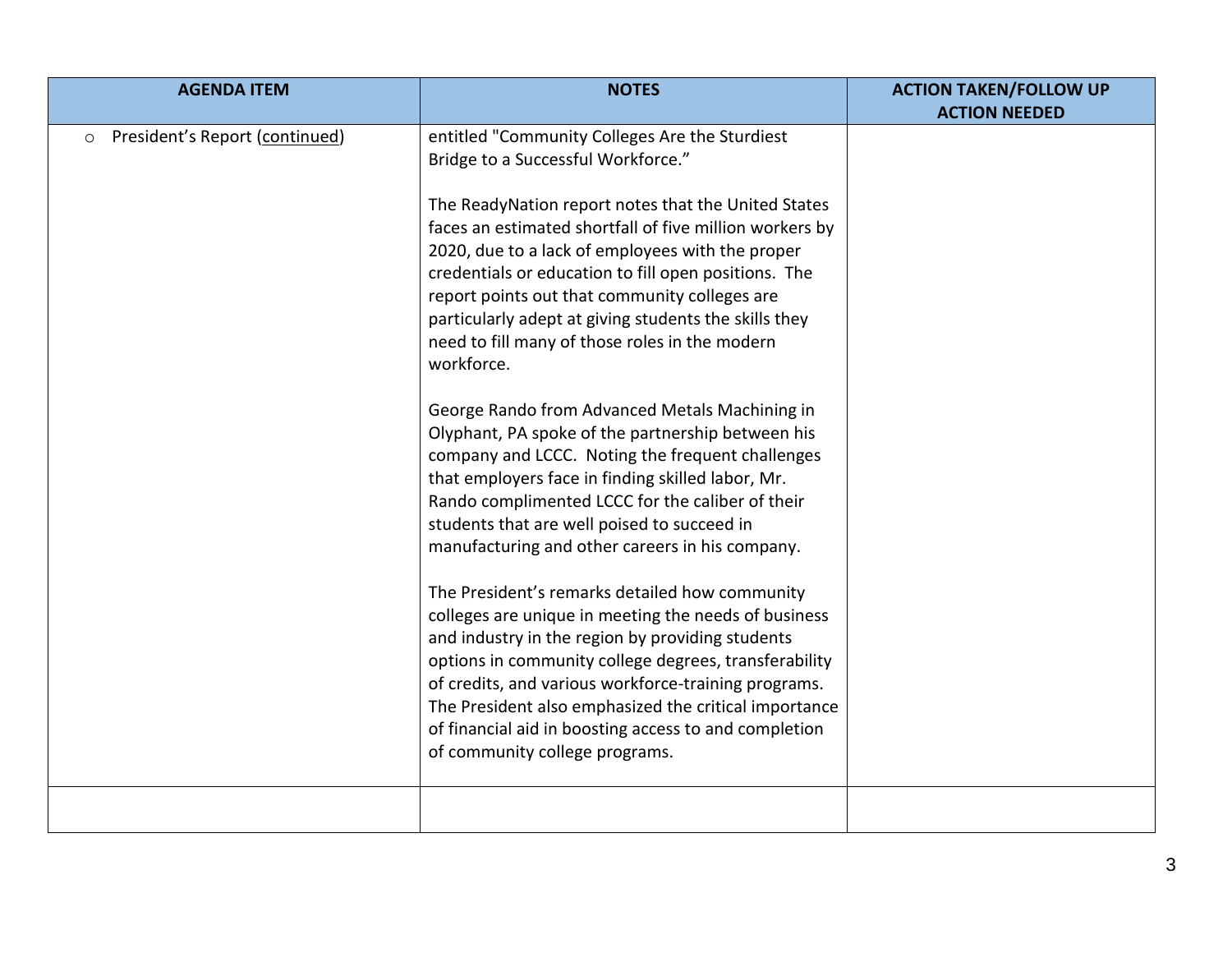| AGENDA ITEM | NOTES | ACTION TAKEN/FOLLOW UP ACTION NEEDED |
|---|---|---|
| ○ President's Report (continued) | entitled "Community Colleges Are the Sturdiest Bridge to a Successful Workforce."<br><br>The ReadyNation report notes that the United States faces an estimated shortfall of five million workers by 2020, due to a lack of employees with the proper credentials or education to fill open positions. The report points out that community colleges are particularly adept at giving students the skills they need to fill many of those roles in the modern workforce.<br><br>George Rando from Advanced Metals Machining in Olyphant, PA spoke of the partnership between his company and LCCC. Noting the frequent challenges that employers face in finding skilled labor, Mr. Rando complimented LCCC for the caliber of their students that are well poised to succeed in manufacturing and other careers in his company.<br><br>The President's remarks detailed how community colleges are unique in meeting the needs of business and industry in the region by providing students options in community college degrees, transferability of credits, and various workforce-training programs. The President also emphasized the critical importance of financial aid in boosting access to and completion of community college programs. | |
| | | |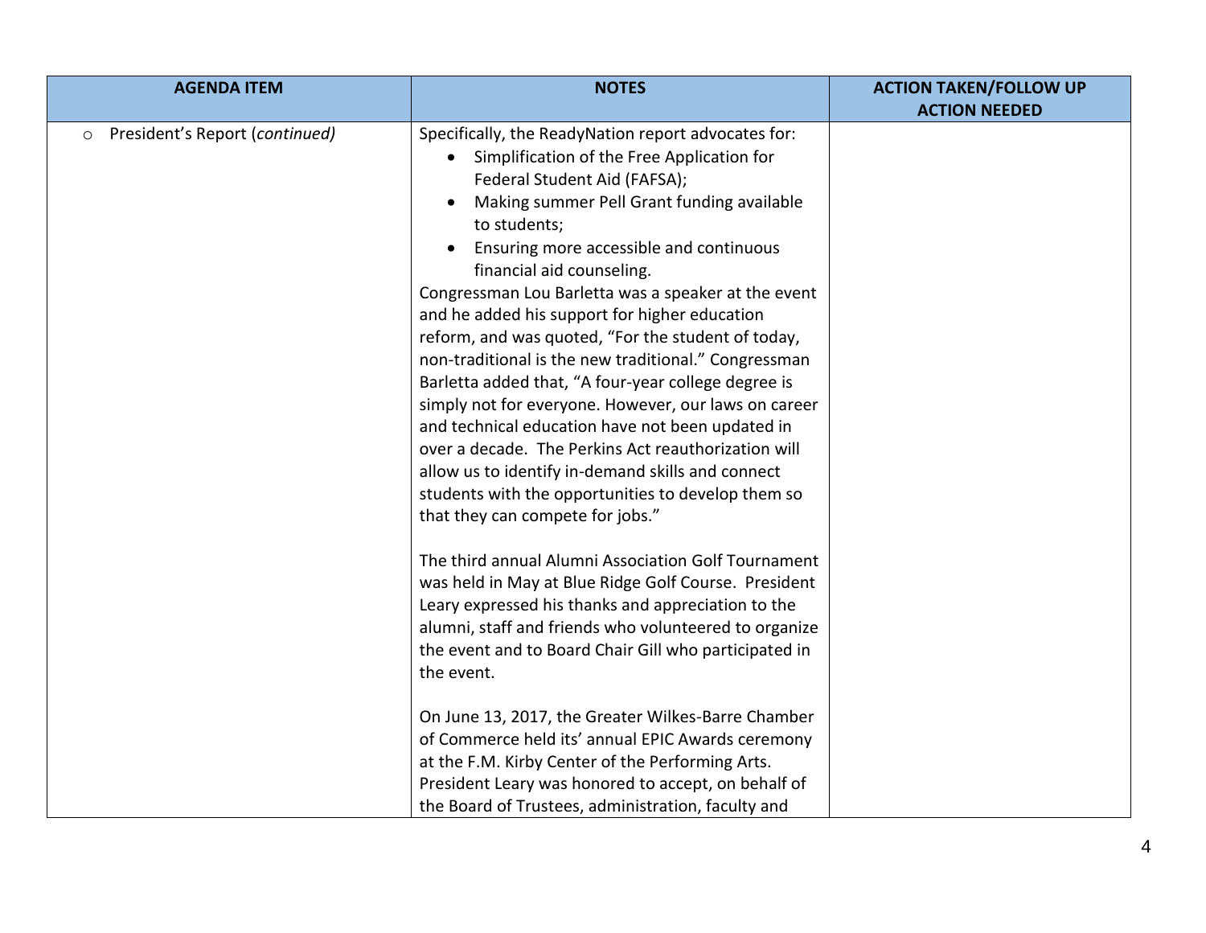| AGENDA ITEM | NOTES | ACTION TAKEN/FOLLOW UP ACTION NEEDED |
|---|---|---|
| ○ President's Report (*continued*) | Specifically, the ReadyNation report advocates for:<br>• Simplification of the Free Application for Federal Student Aid (FAFSA);<br>• Making summer Pell Grant funding available to students;<br>• Ensuring more accessible and continuous financial aid counseling.<br>Congressman Lou Barletta was a speaker at the event and he added his support for higher education reform, and was quoted, "For the student of today, non-traditional is the new traditional." Congressman Barletta added that, "A four-year college degree is simply not for everyone. However, our laws on career and technical education have not been updated in over a decade. The Perkins Act reauthorization will allow us to identify in-demand skills and connect students with the opportunities to develop them so that they can compete for jobs."<br><br>The third annual Alumni Association Golf Tournament was held in May at Blue Ridge Golf Course. President Leary expressed his thanks and appreciation to the alumni, staff and friends who volunteered to organize the event and to Board Chair Gill who participated in the event.<br><br>On June 13, 2017, the Greater Wilkes-Barre Chamber of Commerce held its' annual EPIC Awards ceremony at the F.M. Kirby Center of the Performing Arts. President Leary was honored to accept, on behalf of the Board of Trustees, administration, faculty and | |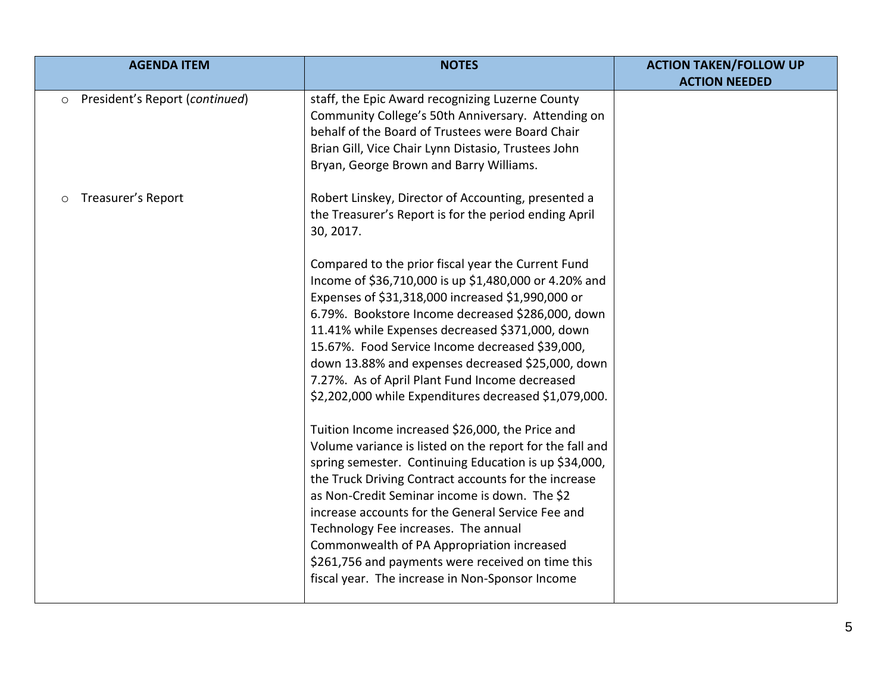| AGENDA ITEM | NOTES | ACTION TAKEN/FOLLOW UP ACTION NEEDED |
|---|---|---|
| ○ President's Report (*continued*) | staff, the Epic Award recognizing Luzerne County Community College's 50th Anniversary. Attending on behalf of the Board of Trustees were Board Chair Brian Gill, Vice Chair Lynn Distasio, Trustees John Bryan, George Brown and Barry Williams. | |
| ○ Treasurer's Report | Robert Linskey, Director of Accounting, presented a the Treasurer's Report is for the period ending April 30, 2017.<br><br>Compared to the prior fiscal year the Current Fund Income of $36,710,000 is up $1,480,000 or 4.20% and Expenses of $31,318,000 increased $1,990,000 or 6.79%. Bookstore Income decreased $286,000, down 11.41% while Expenses decreased $371,000, down 15.67%. Food Service Income decreased $39,000, down 13.88% and expenses decreased $25,000, down 7.27%. As of April Plant Fund Income decreased $2,202,000 while Expenditures decreased $1,079,000.<br><br>Tuition Income increased $26,000, the Price and Volume variance is listed on the report for the fall and spring semester. Continuing Education is up $34,000, the Truck Driving Contract accounts for the increase as Non-Credit Seminar income is down. The $2 increase accounts for the General Service Fee and Technology Fee increases. The annual Commonwealth of PA Appropriation increased $261,756 and payments were received on time this fiscal year. The increase in Non-Sponsor Income | |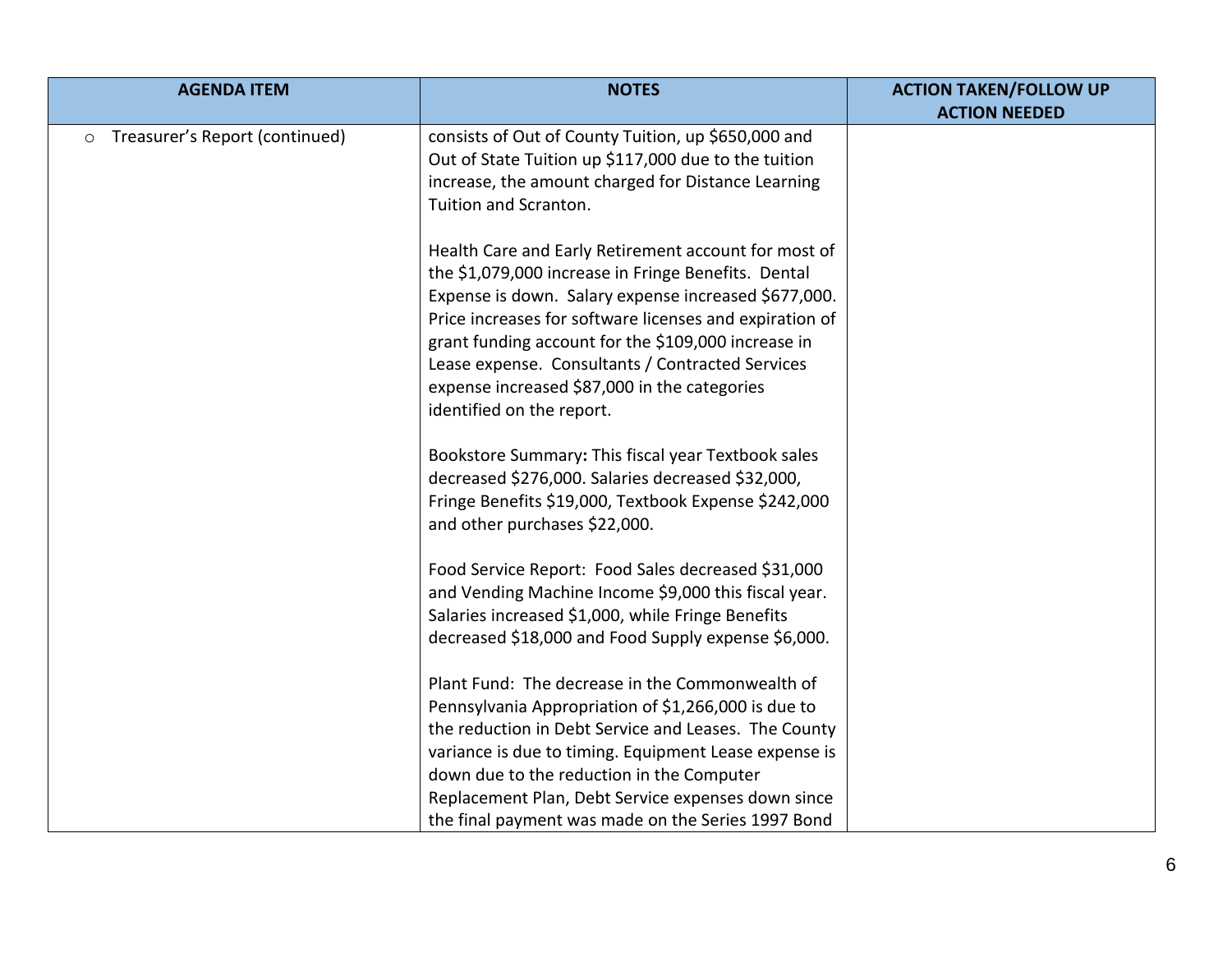| AGENDA ITEM | NOTES | ACTION TAKEN/FOLLOW UP ACTION NEEDED |
|---|---|---|
| ○ Treasurer's Report (continued) | consists of Out of County Tuition, up $650,000 and Out of State Tuition up $117,000 due to the tuition increase, the amount charged for Distance Learning Tuition and Scranton.<br><br>Health Care and Early Retirement account for most of the $1,079,000 increase in Fringe Benefits. Dental Expense is down. Salary expense increased $677,000. Price increases for software licenses and expiration of grant funding account for the $109,000 increase in Lease expense. Consultants / Contracted Services expense increased $87,000 in the categories identified on the report.<br><br>Bookstore Summary**:** This fiscal year Textbook sales decreased $276,000. Salaries decreased $32,000, Fringe Benefits $19,000, Textbook Expense $242,000 and other purchases $22,000.<br><br>Food Service Report: Food Sales decreased $31,000 and Vending Machine Income $9,000 this fiscal year. Salaries increased $1,000, while Fringe Benefits decreased $18,000 and Food Supply expense $6,000.<br><br>Plant Fund: The decrease in the Commonwealth of Pennsylvania Appropriation of $1,266,000 is due to the reduction in Debt Service and Leases. The County variance is due to timing. Equipment Lease expense is down due to the reduction in the Computer Replacement Plan, Debt Service expenses down since the final payment was made on the Series 1997 Bond | |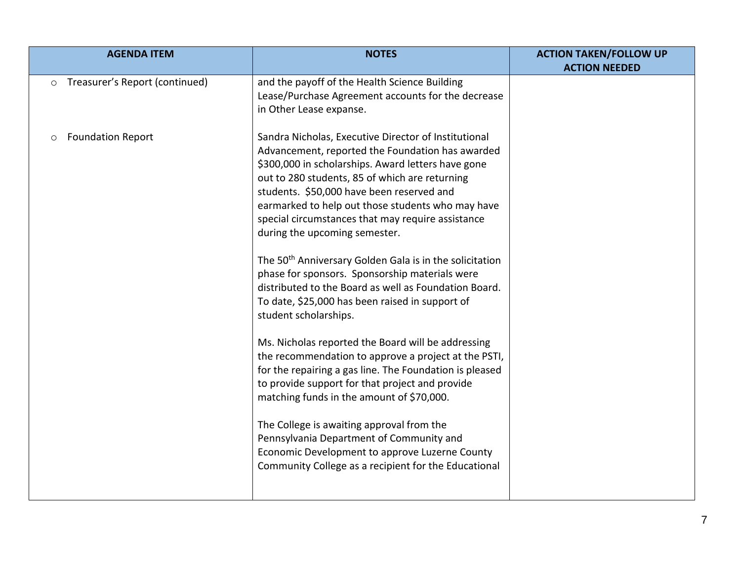| AGENDA ITEM | NOTES | ACTION TAKEN/FOLLOW UP ACTION NEEDED |
|---|---|---|
| ○ Treasurer's Report (continued) | and the payoff of the Health Science Building Lease/Purchase Agreement accounts for the decrease in Other Lease expanse. | |
| ○ Foundation Report | Sandra Nicholas, Executive Director of Institutional Advancement, reported the Foundation has awarded \$300,000 in scholarships. Award letters have gone out to 280 students, 85 of which are returning students. \$50,000 have been reserved and earmarked to help out those students who may have special circumstances that may require assistance during the upcoming semester.<br><br>The 50th Anniversary Golden Gala is in the solicitation phase for sponsors. Sponsorship materials were distributed to the Board as well as Foundation Board. To date, \$25,000 has been raised in support of student scholarships.<br><br>Ms. Nicholas reported the Board will be addressing the recommendation to approve a project at the PSTI, for the repairing a gas line. The Foundation is pleased to provide support for that project and provide matching funds in the amount of \$70,000.<br><br>The College is awaiting approval from the Pennsylvania Department of Community and Economic Development to approve Luzerne County Community College as a recipient for the Educational | |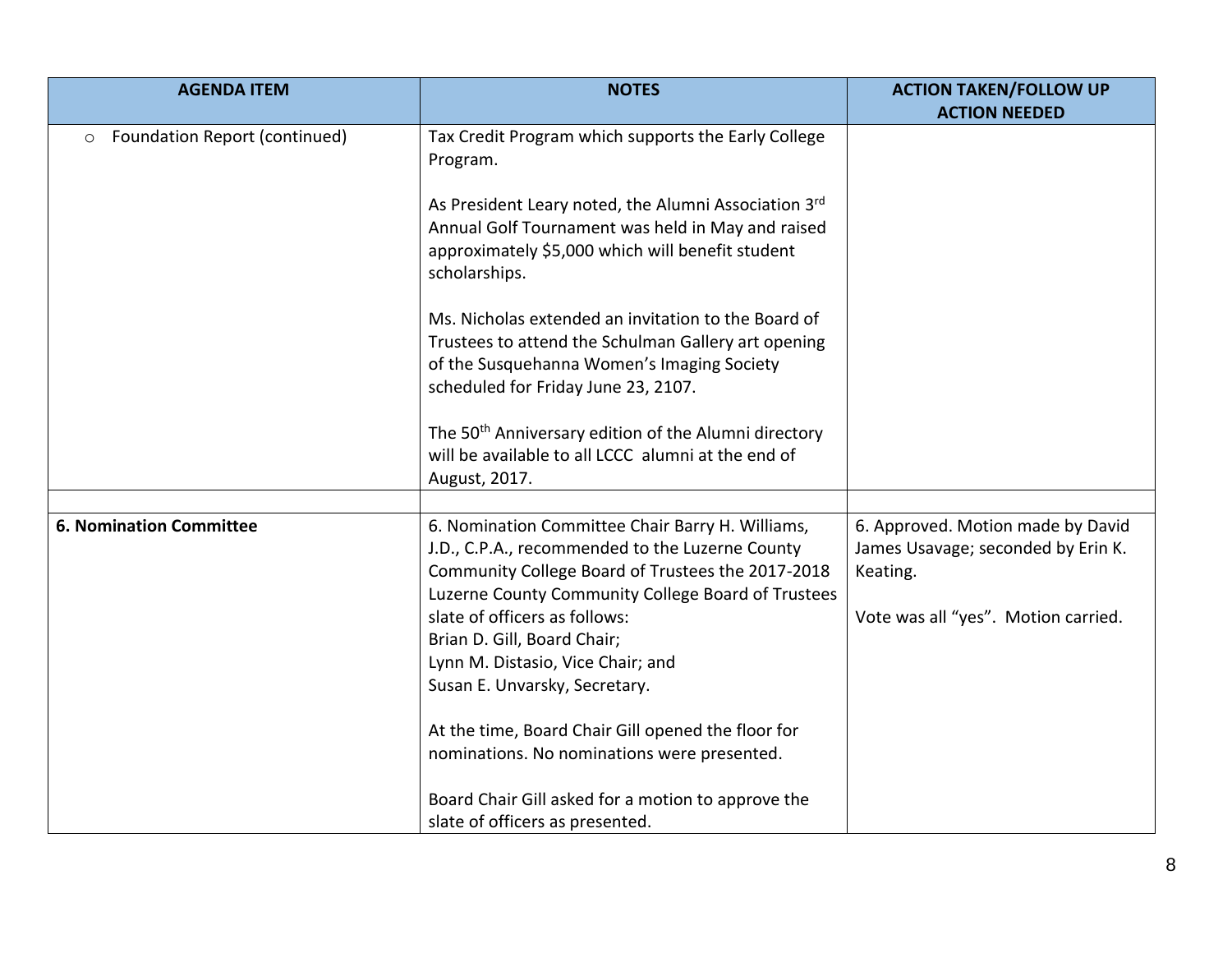| AGENDA ITEM | NOTES | ACTION TAKEN/FOLLOW UP ACTION NEEDED |
|---|---|---|
| ○ Foundation Report (continued) | Tax Credit Program which supports the Early College Program.<br><br>As President Leary noted, the Alumni Association 3rd Annual Golf Tournament was held in May and raised approximately $5,000 which will benefit student scholarships.<br><br>Ms. Nicholas extended an invitation to the Board of Trustees to attend the Schulman Gallery art opening of the Susquehanna Women's Imaging Society scheduled for Friday June 23, 2107.<br><br>The 50th Anniversary edition of the Alumni directory will be available to all LCCC alumni at the end of August, 2017. | |
| | | |
| **6. Nomination Committee** | 6. Nomination Committee Chair Barry H. Williams, J.D., C.P.A., recommended to the Luzerne County Community College Board of Trustees the 2017-2018 Luzerne County Community College Board of Trustees slate of officers as follows:<br>Brian D. Gill, Board Chair;<br>Lynn M. Distasio, Vice Chair; and<br>Susan E. Unvarsky, Secretary.<br><br>At the time, Board Chair Gill opened the floor for nominations. No nominations were presented.<br><br>Board Chair Gill asked for a motion to approve the slate of officers as presented. | 6. Approved. Motion made by David James Usavage; seconded by Erin K. Keating.<br><br>Vote was all "yes". Motion carried. |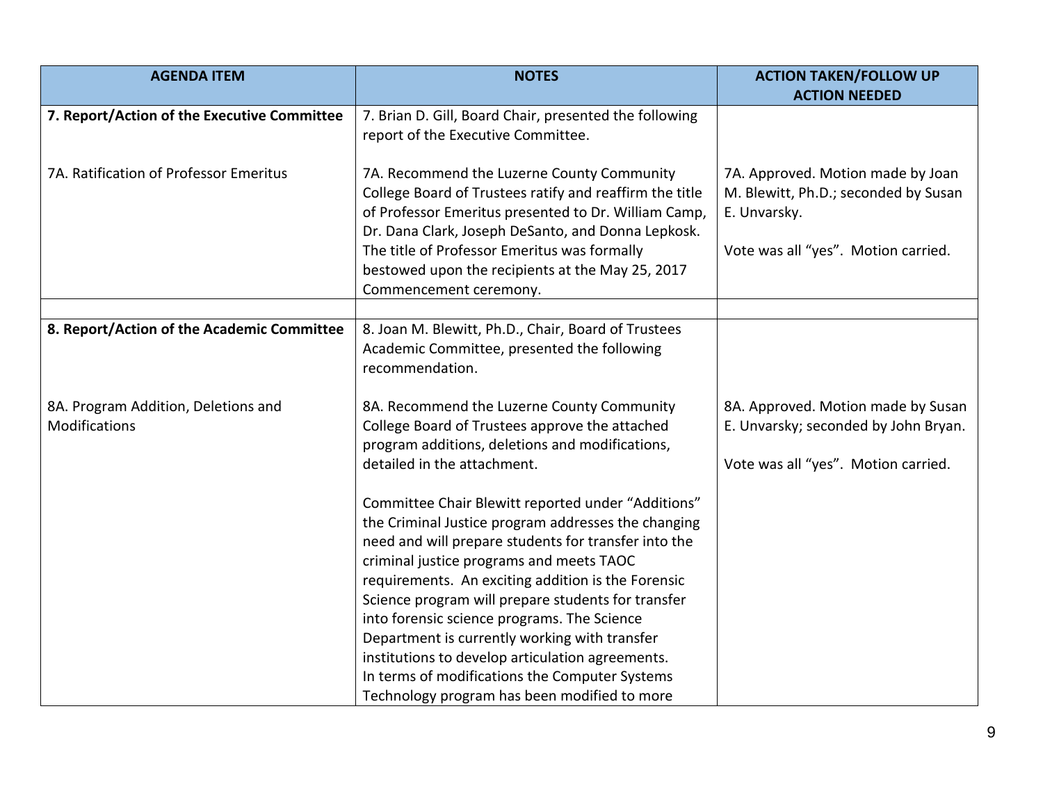| AGENDA ITEM | NOTES | ACTION TAKEN/FOLLOW UP ACTION NEEDED |
|---|---|---|
| **7. Report/Action of the Executive Committee** | 7. Brian D. Gill, Board Chair, presented the following report of the Executive Committee. | |
| 7A. Ratification of Professor Emeritus | 7A. Recommend the Luzerne County Community College Board of Trustees ratify and reaffirm the title of Professor Emeritus presented to Dr. William Camp, Dr. Dana Clark, Joseph DeSanto, and Donna Lepkosk. The title of Professor Emeritus was formally bestowed upon the recipients at the May 25, 2017 Commencement ceremony. | 7A. Approved. Motion made by Joan M. Blewitt, Ph.D.; seconded by Susan E. Unvarsky.<br><br>Vote was all "yes". Motion carried. |
| | | |
| **8. Report/Action of the Academic Committee** | 8. Joan M. Blewitt, Ph.D., Chair, Board of Trustees Academic Committee, presented the following recommendation. | |
| 8A. Program Addition, Deletions and Modifications | 8A. Recommend the Luzerne County Community College Board of Trustees approve the attached program additions, deletions and modifications, detailed in the attachment.<br><br>Committee Chair Blewitt reported under "Additions" the Criminal Justice program addresses the changing need and will prepare students for transfer into the criminal justice programs and meets TAOC requirements. An exciting addition is the Forensic Science program will prepare students for transfer into forensic science programs. The Science Department is currently working with transfer institutions to develop articulation agreements. In terms of modifications the Computer Systems Technology program has been modified to more | 8A. Approved. Motion made by Susan E. Unvarsky; seconded by John Bryan.<br><br>Vote was all "yes". Motion carried. |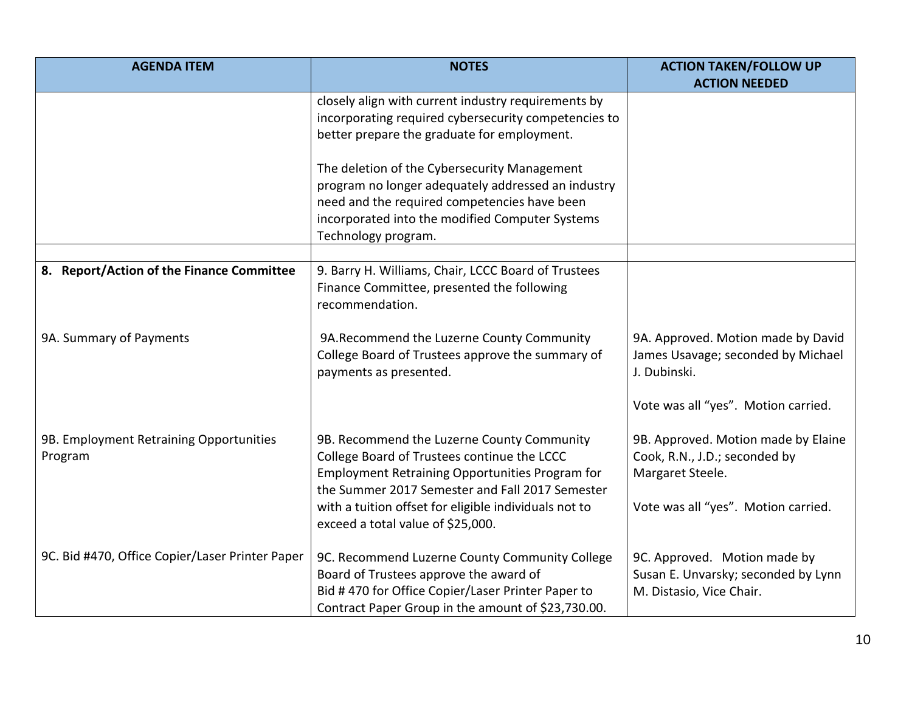| AGENDA ITEM | NOTES | ACTION TAKEN/FOLLOW UP ACTION NEEDED |
|---|---|---|
| | closely align with current industry requirements by incorporating required cybersecurity competencies to better prepare the graduate for employment.<br><br>The deletion of the Cybersecurity Management program no longer adequately addressed an industry need and the required competencies have been incorporated into the modified Computer Systems Technology program. | |
| | | |
| **8. Report/Action of the Finance Committee** | 9. Barry H. Williams, Chair, LCCC Board of Trustees Finance Committee, presented the following recommendation. | |
| 9A. Summary of Payments | 9A.Recommend the Luzerne County Community College Board of Trustees approve the summary of payments as presented. | 9A. Approved. Motion made by David James Usavage; seconded by Michael J. Dubinski.<br><br>Vote was all "yes". Motion carried. |
| 9B. Employment Retraining Opportunities Program | 9B. Recommend the Luzerne County Community College Board of Trustees continue the LCCC Employment Retraining Opportunities Program for the Summer 2017 Semester and Fall 2017 Semester with a tuition offset for eligible individuals not to exceed a total value of $25,000. | 9B. Approved. Motion made by Elaine Cook, R.N., J.D.; seconded by Margaret Steele.<br><br>Vote was all "yes". Motion carried. |
| 9C. Bid #470, Office Copier/Laser Printer Paper | 9C. Recommend Luzerne County Community College Board of Trustees approve the award of Bid # 470 for Office Copier/Laser Printer Paper to Contract Paper Group in the amount of $23,730.00. | 9C. Approved. Motion made by Susan E. Unvarsky; seconded by Lynn M. Distasio, Vice Chair. |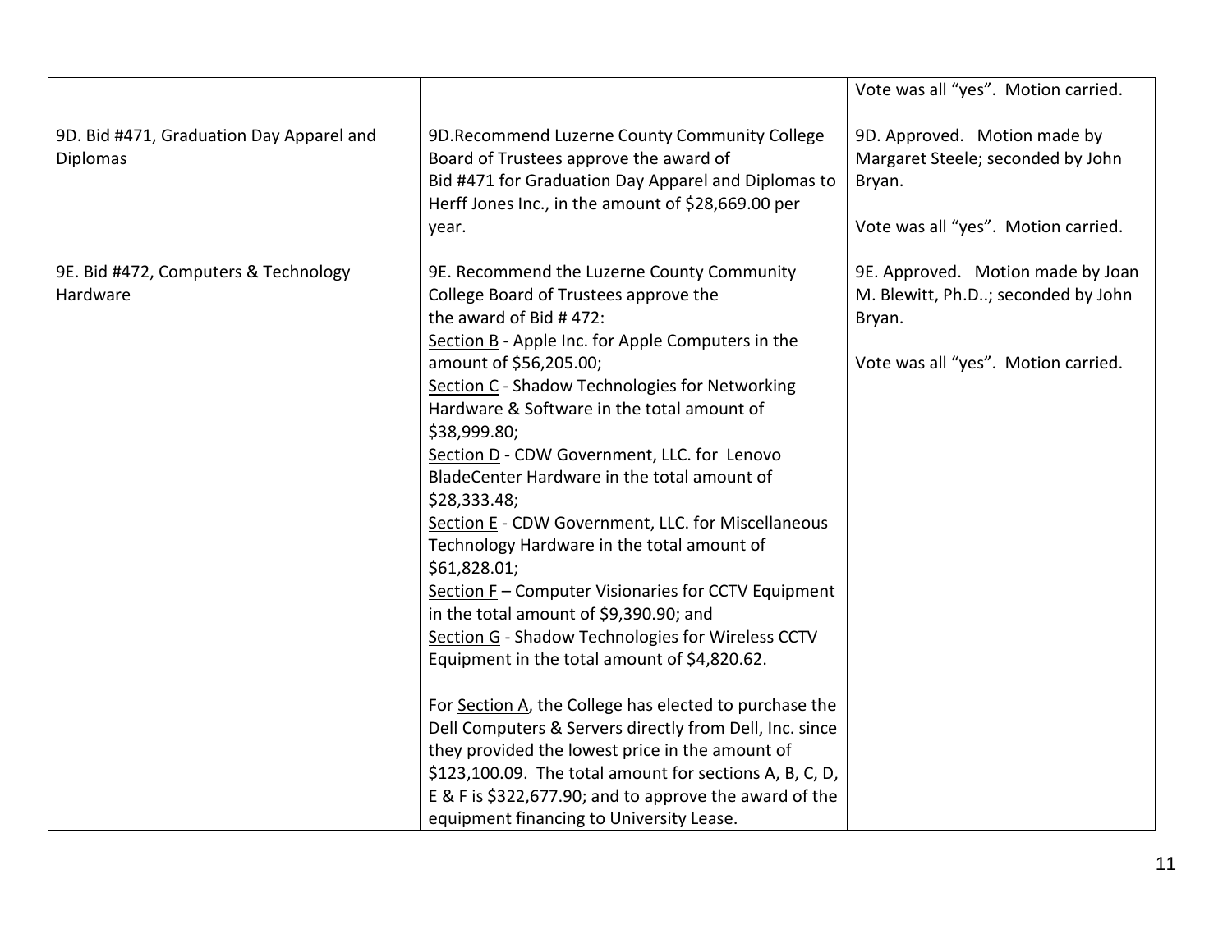| | | |
|---|---|---|
| | | Vote was all “yes”. Motion carried. |
| 9D. Bid #471, Graduation Day Apparel and Diplomas | 9D.Recommend Luzerne County Community College Board of Trustees approve the award of Bid #471 for Graduation Day Apparel and Diplomas to Herff Jones Inc., in the amount of $28,669.00 per year. | 9D. Approved. Motion made by Margaret Steele; seconded by John Bryan.<br><br>Vote was all “yes”. Motion carried. |
| 9E. Bid #472, Computers & Technology Hardware | 9E. Recommend the Luzerne County Community College Board of Trustees approve the the award of Bid # 472:<br><u>Section B</u> - Apple Inc. for Apple Computers in the amount of $56,205.00;<br><u>Section C</u> - Shadow Technologies for Networking Hardware & Software in the total amount of $38,999.80;<br><u>Section D</u> - CDW Government, LLC. for Lenovo BladeCenter Hardware in the total amount of $28,333.48;<br><u>Section E</u> - CDW Government, LLC. for Miscellaneous Technology Hardware in the total amount of $61,828.01;<br><u>Section F</u> – Computer Visionaries for CCTV Equipment in the total amount of $9,390.90; and<br><u>Section G</u> - Shadow Technologies for Wireless CCTV Equipment in the total amount of $4,820.62.<br><br>For <u>Section A</u>, the College has elected to purchase the Dell Computers & Servers directly from Dell, Inc. since they provided the lowest price in the amount of $123,100.09. The total amount for sections A, B, C, D, E & F is $322,677.90; and to approve the award of the equipment financing to University Lease. | 9E. Approved. Motion made by Joan M. Blewitt, Ph.D..; seconded by John Bryan.<br><br>Vote was all “yes”. Motion carried. |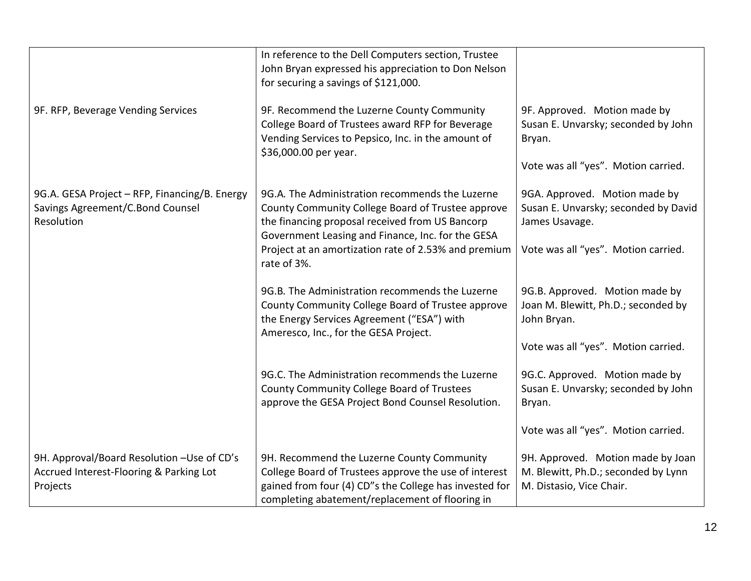| | | |
|---|---|---|
| | In reference to the Dell Computers section, Trustee John Bryan expressed his appreciation to Don Nelson for securing a savings of $121,000. | |
| 9F. RFP, Beverage Vending Services | 9F. Recommend the Luzerne County Community College Board of Trustees award RFP for Beverage Vending Services to Pepsico, Inc. in the amount of $36,000.00 per year. | 9F. Approved. Motion made by Susan E. Unvarsky; seconded by John Bryan.<br><br>Vote was all "yes". Motion carried. |
| 9G.A. GESA Project – RFP, Financing/B. Energy Savings Agreement/C.Bond Counsel Resolution | 9G.A. The Administration recommends the Luzerne County Community College Board of Trustee approve the financing proposal received from US Bancorp Government Leasing and Finance, Inc. for the GESA Project at an amortization rate of 2.53% and premium rate of 3%. | 9GA. Approved. Motion made by Susan E. Unvarsky; seconded by David James Usavage.<br><br>Vote was all "yes". Motion carried. |
| | 9G.B. The Administration recommends the Luzerne County Community College Board of Trustee approve the Energy Services Agreement ("ESA") with Ameresco, Inc., for the GESA Project. | 9G.B. Approved. Motion made by Joan M. Blewitt, Ph.D.; seconded by John Bryan.<br><br>Vote was all "yes". Motion carried. |
| | 9G.C. The Administration recommends the Luzerne County Community College Board of Trustees approve the GESA Project Bond Counsel Resolution. | 9G.C. Approved. Motion made by Susan E. Unvarsky; seconded by John Bryan.<br><br>Vote was all "yes". Motion carried. |
| 9H. Approval/Board Resolution –Use of CD's Accrued Interest-Flooring & Parking Lot Projects | 9H. Recommend the Luzerne County Community College Board of Trustees approve the use of interest gained from four (4) CD"s the College has invested for completing abatement/replacement of flooring in | 9H. Approved. Motion made by Joan M. Blewitt, Ph.D.; seconded by Lynn M. Distasio, Vice Chair. |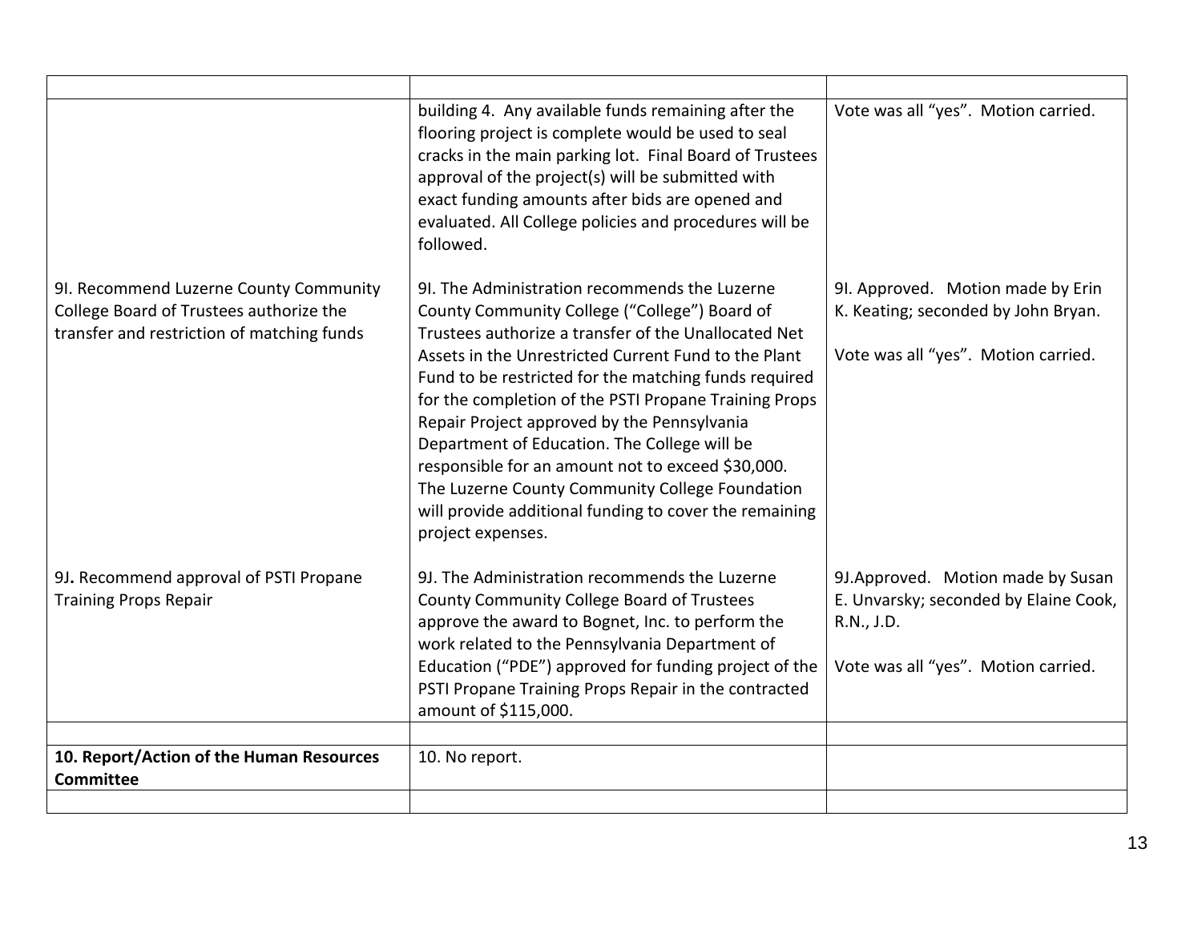| | | |
|---|---|---|
| | building 4. Any available funds remaining after the flooring project is complete would be used to seal cracks in the main parking lot. Final Board of Trustees approval of the project(s) will be submitted with exact funding amounts after bids are opened and evaluated. All College policies and procedures will be followed. | Vote was all "yes". Motion carried. |
| 9I. Recommend Luzerne County Community College Board of Trustees authorize the transfer and restriction of matching funds | 9I. The Administration recommends the Luzerne County Community College ("College") Board of Trustees authorize a transfer of the Unallocated Net Assets in the Unrestricted Current Fund to the Plant Fund to be restricted for the matching funds required for the completion of the PSTI Propane Training Props Repair Project approved by the Pennsylvania Department of Education. The College will be responsible for an amount not to exceed $30,000. The Luzerne County Community College Foundation will provide additional funding to cover the remaining project expenses. | 9I. Approved. Motion made by Erin K. Keating; seconded by John Bryan.<br><br>Vote was all "yes". Motion carried. |
| 9J**.** Recommend approval of PSTI Propane Training Props Repair | 9J. The Administration recommends the Luzerne County Community College Board of Trustees approve the award to Bognet, Inc. to perform the work related to the Pennsylvania Department of Education ("PDE") approved for funding project of the PSTI Propane Training Props Repair in the contracted amount of $115,000. | 9J.Approved. Motion made by Susan E. Unvarsky; seconded by Elaine Cook, R.N., J.D.<br><br>Vote was all "yes". Motion carried. |
| | | |
| **10. Report/Action of the Human Resources Committee** | 10. No report. | |
| | | |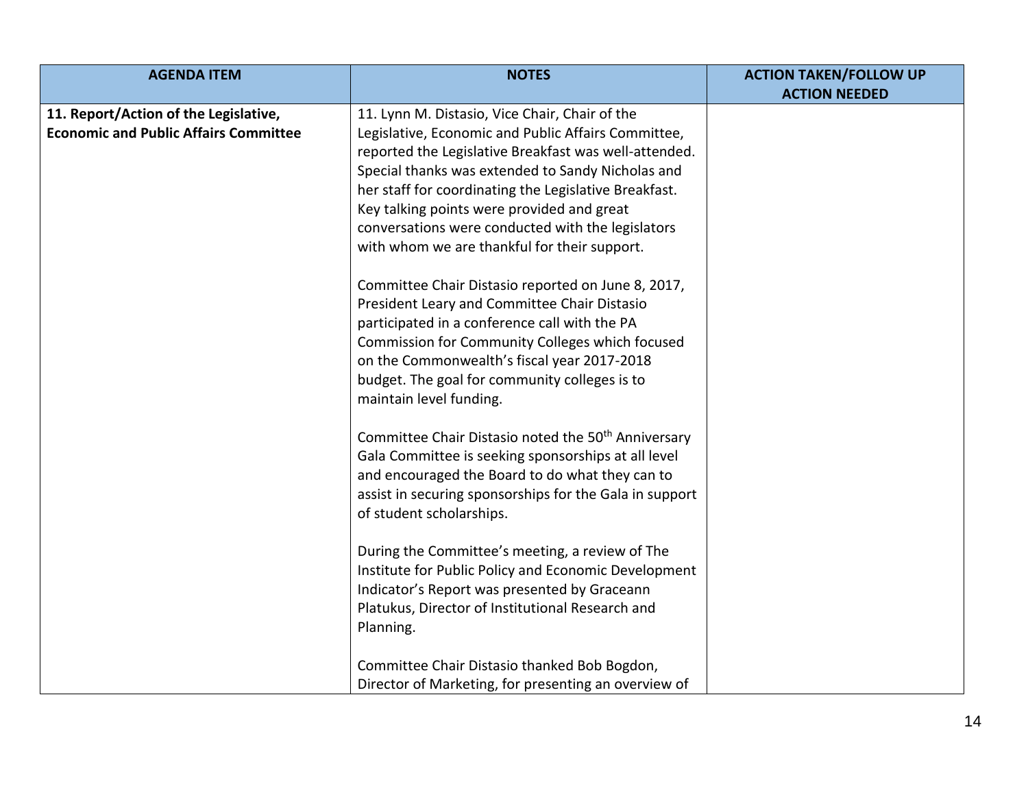| AGENDA ITEM | NOTES | ACTION TAKEN/FOLLOW UP ACTION NEEDED |
|---|---|---|
| **11. Report/Action of the Legislative, Economic and Public Affairs Committee** | 11. Lynn M. Distasio, Vice Chair, Chair of the Legislative, Economic and Public Affairs Committee, reported the Legislative Breakfast was well-attended. Special thanks was extended to Sandy Nicholas and her staff for coordinating the Legislative Breakfast. Key talking points were provided and great conversations were conducted with the legislators with whom we are thankful for their support.<br><br>Committee Chair Distasio reported on June 8, 2017, President Leary and Committee Chair Distasio participated in a conference call with the PA Commission for Community Colleges which focused on the Commonwealth's fiscal year 2017-2018 budget. The goal for community colleges is to maintain level funding.<br><br>Committee Chair Distasio noted the 50th Anniversary Gala Committee is seeking sponsorships at all level and encouraged the Board to do what they can to assist in securing sponsorships for the Gala in support of student scholarships.<br><br>During the Committee's meeting, a review of The Institute for Public Policy and Economic Development Indicator's Report was presented by Graceann Platukus, Director of Institutional Research and Planning.<br><br>Committee Chair Distasio thanked Bob Bogdon, Director of Marketing, for presenting an overview of | |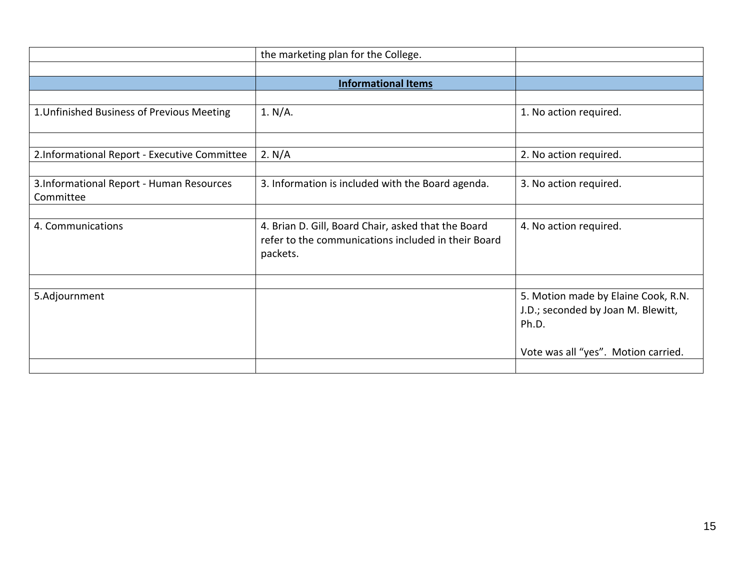| | | |
|---|---|---|
| | the marketing plan for the College. | |
| | | |
| | **Informational Items** | |
| | | |
| 1.Unfinished Business of Previous Meeting | 1. N/A. | 1. No action required. |
| | | |
| 2.Informational Report - Executive Committee | 2. N/A | 2. No action required. |
| | | |
| 3.Informational Report - Human Resources Committee | 3. Information is included with the Board agenda. | 3. No action required. |
| | | |
| 4. Communications | 4. Brian D. Gill, Board Chair, asked that the Board refer to the communications included in their Board packets. | 4. No action required. |
| | | |
| 5.Adjournment | | 5. Motion made by Elaine Cook, R.N. J.D.; seconded by Joan M. Blewitt, Ph.D.<br><br>Vote was all "yes". Motion carried. |
| | | |